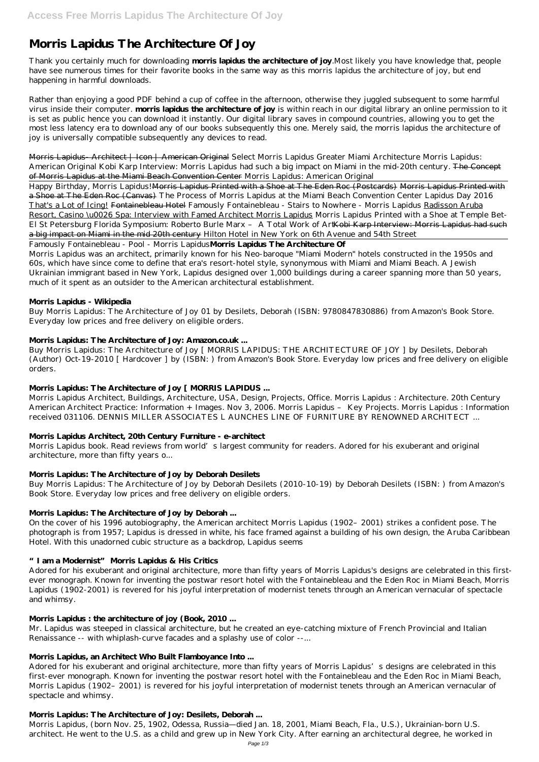# Morris Lapidus The Architecture Of Joy

Thank you certainly much for downloading **morris lapidus the architecture of joy**.Most likely you have knowledge that, people have see numerous times for their favorite books in the same way as this morris lapidus the architecture of joy, but end happening in harmful downloads.

Rather than enjoying a good PDF behind a cup of coffee in the afternoon, otherwise they juggled subsequent to some harmful virus inside their computer. **morris lapidus the architecture of joy** is within reach in our digital library an online permission to it is set as public hence you can download it instantly. Our digital library saves in compound countries, allowing you to get the most less latency era to download any of our books subsequently this one. Merely said, the morris lapidus the architecture of joy is universally compatible subsequently any devices to read.

~~Morris Lapidus- Architect | Icon | American Original~~ *Select Morris Lapidus Greater Miami Architecture* *Morris Lapidus: American Original* *Kobi Karp Interview: Morris Lapidus had such a big impact on Miami in the mid-20th century.* ~~The Concept of Morris Lapidus at the Miami Beach Convention Center~~ *Morris Lapidus: American Original*

Happy Birthday, Morris Lapidus! ~~Morris Lapidus Printed with a Shoe at The Eden Roc (Postcards)~~ ~~Morris Lapidus Printed with a Shoe at The Eden Roc (Canvas)~~ *The Process of Morris Lapidus at the Miami Beach Convention Center* *Lapidus Day 2016* That's a Lot of Icing! ~~Fontainebleau Hotel~~ *Famously Fontainebleau - Stairs to Nowhere - Morris Lapidus* Radisson Aruba Resort, Casino \u0026 Spa: Interview with Famed Architect Morris Lapidus *Morris Lapidus Printed with a Shoe at Temple Bet-El St Petersburg Florida* *Symposium: Roberto Burle Marx – A Total Work of Art* ~~Kobi Karp Interview: Morris Lapidus had such a big impact on Miami in the mid 20th century~~ *Hilton Hotel in New York on 6th Avenue and 54th Street*

Famously Fontainebleau - Pool - Morris Lapidus **Morris Lapidus The Architecture Of**

Morris Lapidus was an architect, primarily known for his Neo-baroque "Miami Modern" hotels constructed in the 1950s and 60s, which have since come to define that era's resort-hotel style, synonymous with Miami and Miami Beach. A Jewish Ukrainian immigrant based in New York, Lapidus designed over 1,000 buildings during a career spanning more than 50 years, much of it spent as an outsider to the American architectural establishment.

### Morris Lapidus - Wikipedia

Buy Morris Lapidus: The Architecture of Joy 01 by Desilets, Deborah (ISBN: 9780847830886) from Amazon's Book Store. Everyday low prices and free delivery on eligible orders.

### Morris Lapidus: The Architecture of Joy: Amazon.co.uk ...

Buy Morris Lapidus: The Architecture of Joy [ MORRIS LAPIDUS: THE ARCHITECTURE OF JOY ] by Desilets, Deborah (Author) Oct-19-2010 [ Hardcover ] by (ISBN: ) from Amazon's Book Store. Everyday low prices and free delivery on eligible orders.

### Morris Lapidus: The Architecture of Joy [ MORRIS LAPIDUS ...

Morris Lapidus Architect, Buildings, Architecture, USA, Design, Projects, Office. Morris Lapidus : Architecture. 20th Century American Architect Practice: Information + Images. Nov 3, 2006. Morris Lapidus – Key Projects. Morris Lapidus : Information received 031106. DENNIS MILLER ASSOCIATES L AUNCHES LINE OF FURNITURE BY RENOWNED ARCHITECT ...

### Morris Lapidus Architect, 20th Century Furniture - e-architect

Morris Lapidus book. Read reviews from world's largest community for readers. Adored for his exuberant and original architecture, more than fifty years o...

### Morris Lapidus: The Architecture of Joy by Deborah Desilets

Buy Morris Lapidus: The Architecture of Joy by Deborah Desilets (2010-10-19) by Deborah Desilets (ISBN: ) from Amazon's Book Store. Everyday low prices and free delivery on eligible orders.

### Morris Lapidus: The Architecture of Joy by Deborah ...

On the cover of his 1996 autobiography, the American architect Morris Lapidus (1902–2001) strikes a confident pose. The photograph is from 1957; Lapidus is dressed in white, his face framed against a building of his own design, the Aruba Caribbean Hotel. With this unadorned cubic structure as a backdrop, Lapidus seems

### "I am a Modernist" Morris Lapidus & His Critics

Adored for his exuberant and original architecture, more than fifty years of Morris Lapidus's designs are celebrated in this first-ever monograph. Known for inventing the postwar resort hotel with the Fontainebleau and the Eden Roc in Miami Beach, Morris Lapidus (1902-2001) is revered for his joyful interpretation of modernist tenets through an American vernacular of spectacle and whimsy.

### Morris Lapidus : the architecture of joy (Book, 2010 ...

Mr. Lapidus was steeped in classical architecture, but he created an eye-catching mixture of French Provincial and Italian Renaissance -- with whiplash-curve facades and a splashy use of color --...

### Morris Lapidus, an Architect Who Built Flamboyance Into ...

Adored for his exuberant and original architecture, more than fifty years of Morris Lapidus's designs are celebrated in this first-ever monograph. Known for inventing the postwar resort hotel with the Fontainebleau and the Eden Roc in Miami Beach, Morris Lapidus (1902–2001) is revered for his joyful interpretation of modernist tenets through an American vernacular of spectacle and whimsy.

### Morris Lapidus: The Architecture of Joy: Desilets, Deborah ...

Morris Lapidus, (born Nov. 25, 1902, Odessa, Russia—died Jan. 18, 2001, Miami Beach, Fla., U.S.), Ukrainian-born U.S. architect. He went to the U.S. as a child and grew up in New York City. After earning an architectural degree, he worked in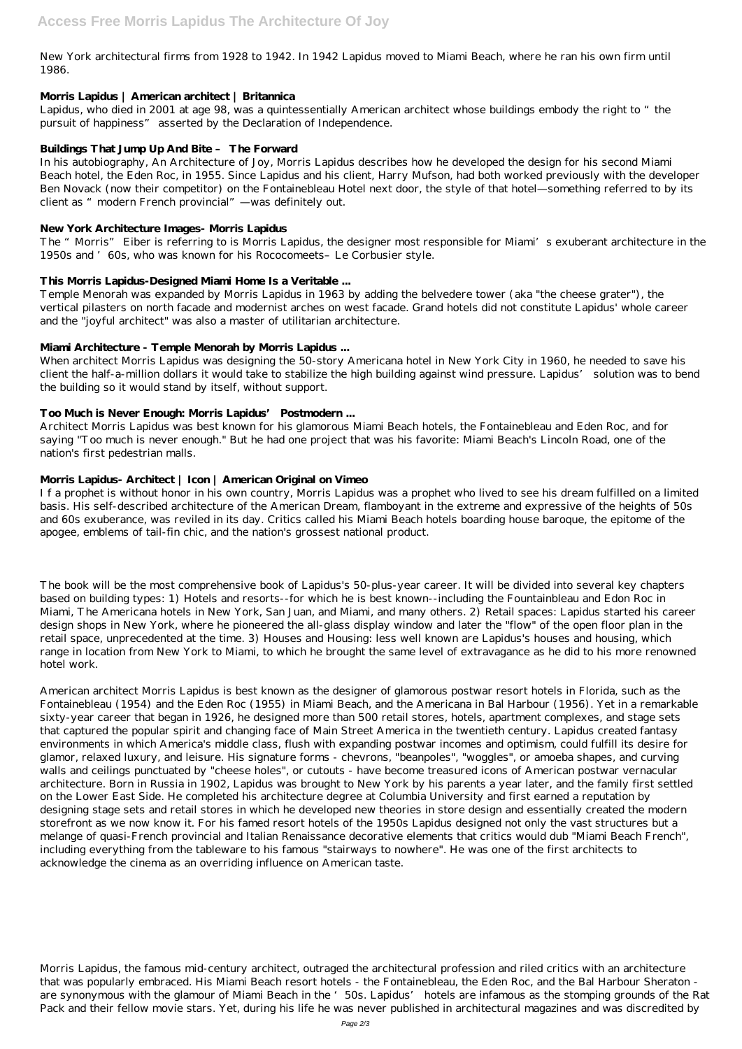New York architectural firms from 1928 to 1942. In 1942 Lapidus moved to Miami Beach, where he ran his own firm until 1986.

### Morris Lapidus | American architect | Britannica

Lapidus, who died in 2001 at age 98, was a quintessentially American architect whose buildings embody the right to "the pursuit of happiness" asserted by the Declaration of Independence.

### Buildings That Jump Up And Bite – The Forward

In his autobiography, An Architecture of Joy, Morris Lapidus describes how he developed the design for his second Miami Beach hotel, the Eden Roc, in 1955. Since Lapidus and his client, Harry Mufson, had both worked previously with the developer Ben Novack (now their competitor) on the Fontainebleau Hotel next door, the style of that hotel—something referred to by its client as "modern French provincial"—was definitely out.

### New York Architecture Images- Morris Lapidus

The "Morris" Eiber is referring to is Morris Lapidus, the designer most responsible for Miami's exuberant architecture in the 1950s and '60s, who was known for his Rococomeets– Le Corbusier style.

### This Morris Lapidus-Designed Miami Home Is a Veritable ...

Temple Menorah was expanded by Morris Lapidus in 1963 by adding the belvedere tower (aka "the cheese grater"), the vertical pilasters on north facade and modernist arches on west facade. Grand hotels did not constitute Lapidus' whole career and the "joyful architect" was also a master of utilitarian architecture.

### Miami Architecture - Temple Menorah by Morris Lapidus ...

When architect Morris Lapidus was designing the 50-story Americana hotel in New York City in 1960, he needed to save his client the half-a-million dollars it would take to stabilize the high building against wind pressure. Lapidus' solution was to bend the building so it would stand by itself, without support.

### Too Much is Never Enough: Morris Lapidus' Postmodern ...

Architect Morris Lapidus was best known for his glamorous Miami Beach hotels, the Fontainebleau and Eden Roc, and for saying "Too much is never enough." But he had one project that was his favorite: Miami Beach's Lincoln Road, one of the nation's first pedestrian malls.

### Morris Lapidus- Architect | Icon | American Original on Vimeo

I f a prophet is without honor in his own country, Morris Lapidus was a prophet who lived to see his dream fulfilled on a limited basis. His self-described architecture of the American Dream, flamboyant in the extreme and expressive of the heights of 50s and 60s exuberance, was reviled in its day. Critics called his Miami Beach hotels boarding house baroque, the epitome of the apogee, emblems of tail-fin chic, and the nation's grossest national product.

The book will be the most comprehensive book of Lapidus's 50-plus-year career. It will be divided into several key chapters based on building types: 1) Hotels and resorts--for which he is best known--including the Fountainbleau and Edon Roc in Miami, The Americana hotels in New York, San Juan, and Miami, and many others. 2) Retail spaces: Lapidus started his career design shops in New York, where he pioneered the all-glass display window and later the "flow" of the open floor plan in the retail space, unprecedented at the time. 3) Houses and Housing: less well known are Lapidus's houses and housing, which range in location from New York to Miami, to which he brought the same level of extravagance as he did to his more renowned hotel work.

American architect Morris Lapidus is best known as the designer of glamorous postwar resort hotels in Florida, such as the Fontainebleau (1954) and the Eden Roc (1955) in Miami Beach, and the Americana in Bal Harbour (1956). Yet in a remarkable sixty-year career that began in 1926, he designed more than 500 retail stores, hotels, apartment complexes, and stage sets that captured the popular spirit and changing face of Main Street America in the twentieth century. Lapidus created fantasy environments in which America's middle class, flush with expanding postwar incomes and optimism, could fulfill its desire for glamor, relaxed luxury, and leisure. His signature forms - chevrons, "beanpoles", "woggles", or amoeba shapes, and curving walls and ceilings punctuated by "cheese holes", or cutouts - have become treasured icons of American postwar vernacular architecture. Born in Russia in 1902, Lapidus was brought to New York by his parents a year later, and the family first settled on the Lower East Side. He completed his architecture degree at Columbia University and first earned a reputation by designing stage sets and retail stores in which he developed new theories in store design and essentially created the modern storefront as we now know it. For his famed resort hotels of the 1950s Lapidus designed not only the vast structures but a melange of quasi-French provincial and Italian Renaissance decorative elements that critics would dub "Miami Beach French", including everything from the tableware to his famous "stairways to nowhere". He was one of the first architects to acknowledge the cinema as an overriding influence on American taste.

Morris Lapidus, the famous mid-century architect, outraged the architectural profession and riled critics with an architecture that was popularly embraced. His Miami Beach resort hotels - the Fontainebleau, the Eden Roc, and the Bal Harbour Sheraton - are synonymous with the glamour of Miami Beach in the '50s. Lapidus' hotels are infamous as the stomping grounds of the Rat Pack and their fellow movie stars. Yet, during his life he was never published in architectural magazines and was discredited by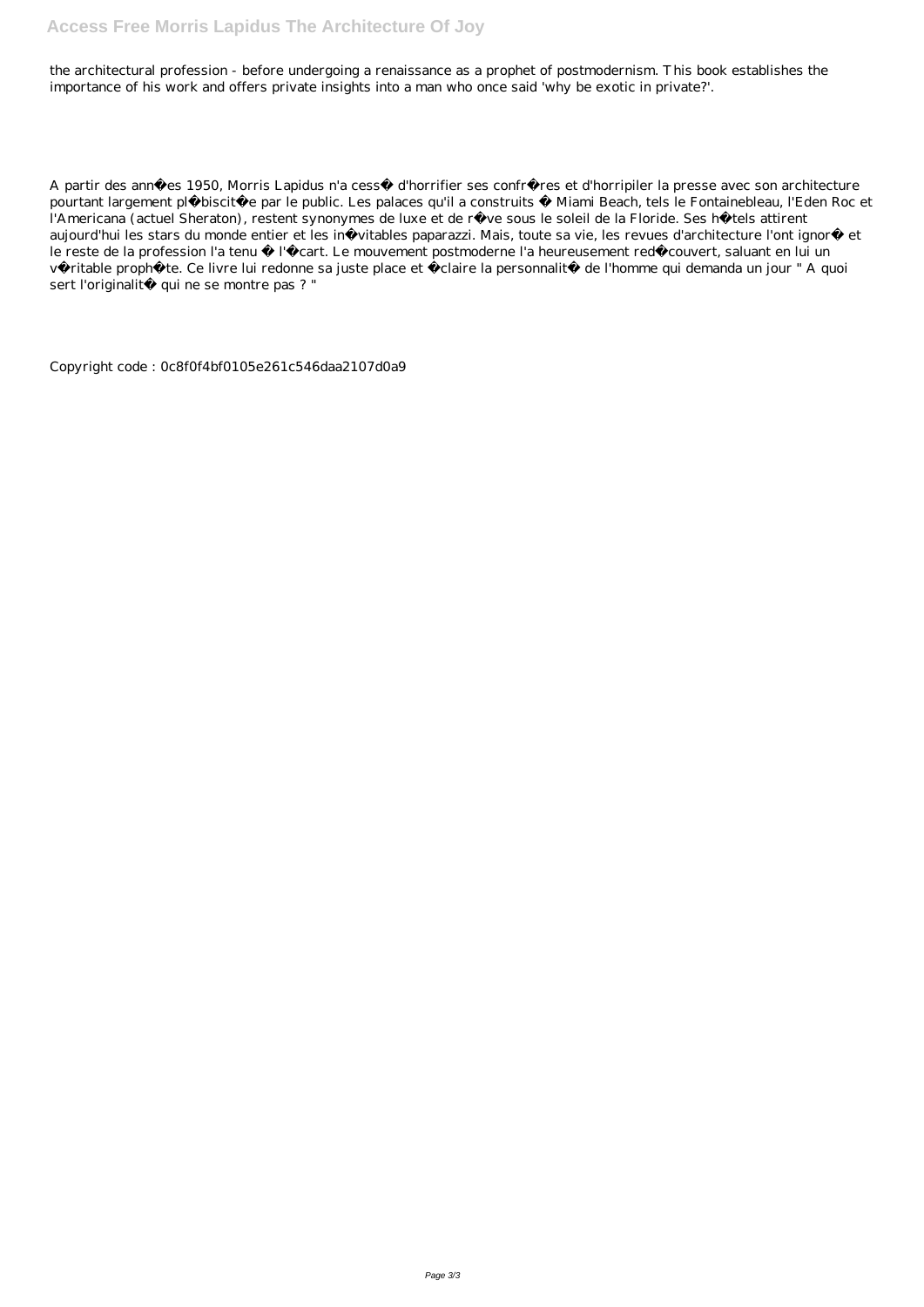the architectural profession - before undergoing a renaissance as a prophet of postmodernism. This book establishes the importance of his work and offers private insights into a man who once said 'why be exotic in private?'.

A partir des ann�es 1950, Morris Lapidus n'a cess� d'horrifier ses confr�res et d'horripiler la presse avec son architecture pourtant largement pl�biscit�e par le public. Les palaces qu'il a construits � Miami Beach, tels le Fontainebleau, l'Eden Roc et l'Americana (actuel Sheraton), restent synonymes de luxe et de r�ve sous le soleil de la Floride. Ses h�tels attirent aujourd'hui les stars du monde entier et les in�vitables paparazzi. Mais, toute sa vie, les revues d'architecture l'ont ignor� et le reste de la profession l'a tenu � l'�cart. Le mouvement postmoderne l'a heureusement red�couvert, saluant en lui un v�ritable proph�te. Ce livre lui redonne sa juste place et �claire la personnalit� de l'homme qui demanda un jour " A quoi sert l'originalit� qui ne se montre pas ? "

Copyright code : 0c8f0f4bf0105e261c546daa2107d0a9